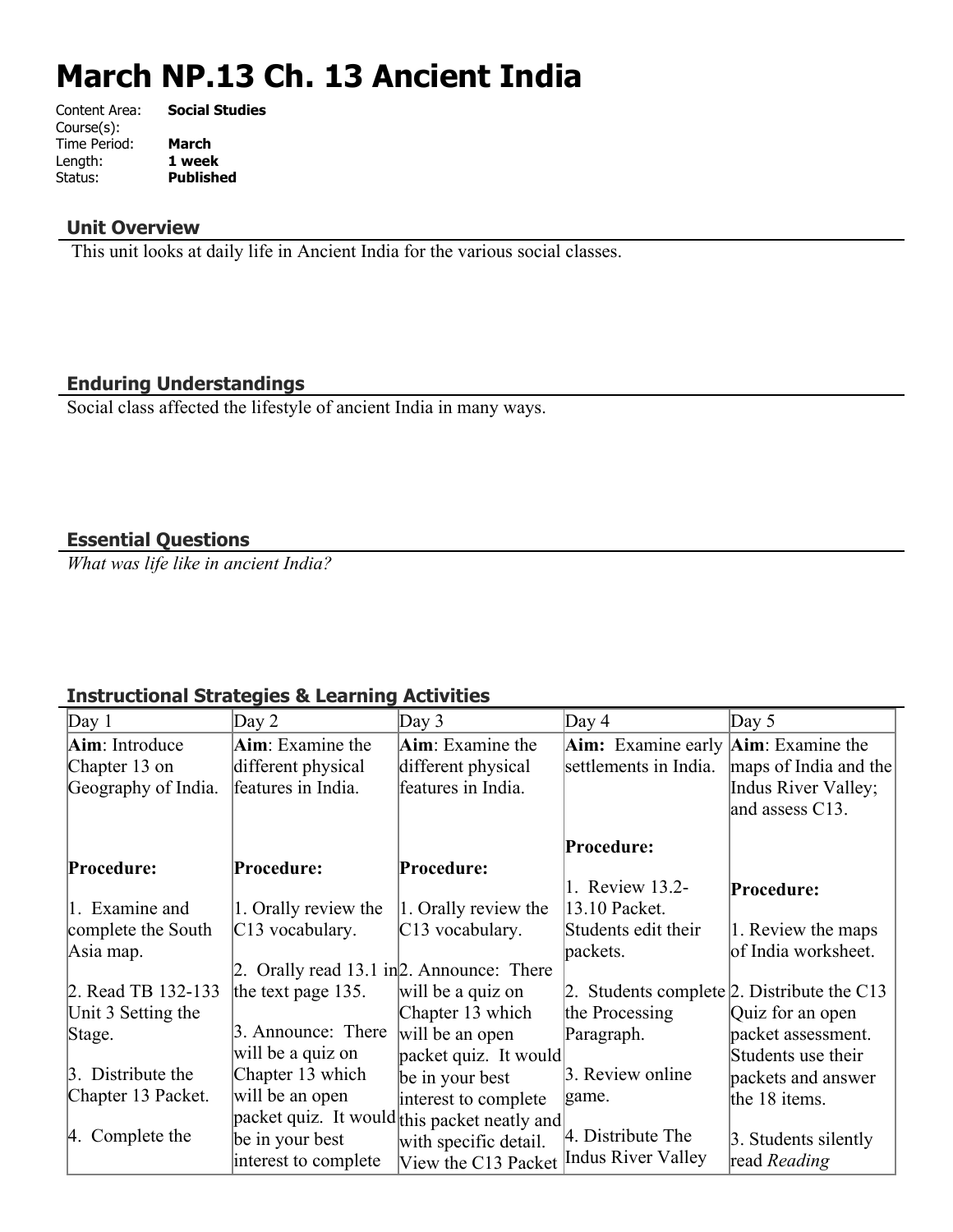# March NP.13 Ch. 13 Ancient India

Content Area: **Social Studies**
Course(s):
Time Period: **March**
Length: **1 week**
Status: **Published**

## Unit Overview

This unit looks at daily life in Ancient India for the various social classes.

## Enduring Understandings

Social class affected the lifestyle of ancient India in many ways.

## Essential Questions

*What was life like in ancient India?*

## Instructional Strategies & Learning Activities

| Day 1 | Day 2 | Day 3 | Day 4 | Day 5 |
|---|---|---|---|---|
| **Aim**: Introduce Chapter 13 on Geography of India.<br><br>**Procedure:**<br><br>1. Examine and complete the South Asia map.<br><br>2. Read TB 132-133 Unit 3 Setting the Stage.<br><br>3. Distribute the Chapter 13 Packet.<br><br>4. Complete the | **Aim**: Examine the different physical features in India.<br><br>**Procedure:**<br><br>1. Orally review the C13 vocabulary.<br><br>2. Orally read 13.1 in the text page 135.<br><br>3. Announce: There will be a quiz on Chapter 13 which will be an open packet quiz. It would be in your best interest to complete | **Aim**: Examine the different physical features in India.<br><br>**Procedure:**<br><br>1. Orally review the C13 vocabulary.<br><br>2. Announce: There will be a quiz on Chapter 13 which will be an open packet quiz. It would be in your best interest to complete this packet neatly and with specific detail. View the C13 Packet | **Aim:** Examine early settlements in India.<br><br>**Procedure:**<br><br>1. Review 13.2-13.10 Packet. Students edit their packets.<br><br>2. Students complete the Processing Paragraph.<br><br>3. Review online game.<br><br>4. Distribute The Indus River Valley | **Aim**: Examine the maps of India and the Indus River Valley; and assess C13.<br><br>**Procedure:**<br><br>1. Review the maps of India worksheet.<br><br>2. Distribute the C13 Quiz for an open packet assessment. Students use their packets and answer the 18 items.<br><br>3. Students silently read *Reading* |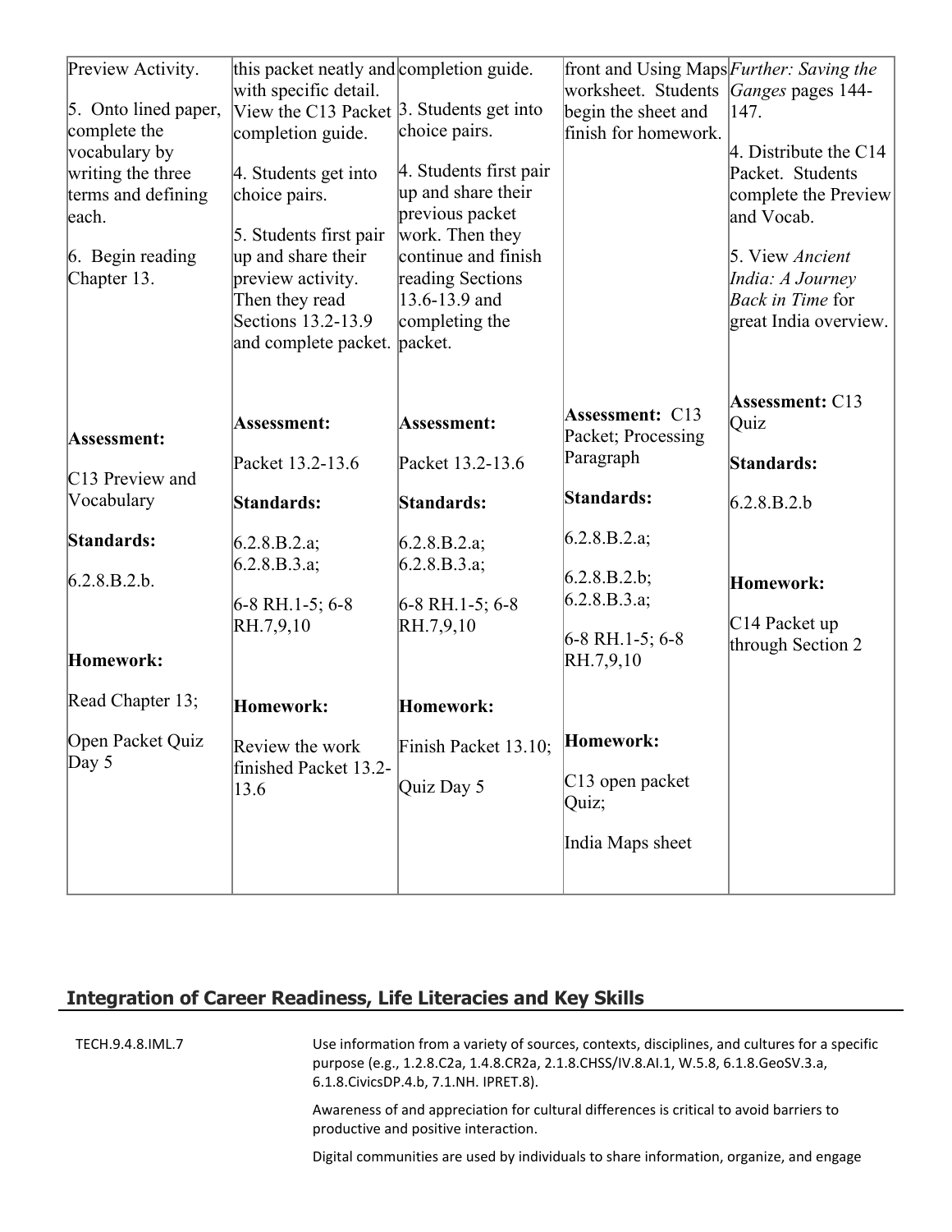| | | | | |
|---|---|---|---|---|
| Preview Activity.<br><br>5. Onto lined paper, complete the vocabulary by writing the three terms and defining each.<br><br>6. Begin reading Chapter 13.<br><br>**Assessment:**<br><br>C13 Preview and Vocabulary<br><br>**Standards:**<br><br>6.2.8.B.2.b.<br><br>**Homework:**<br><br>Read Chapter 13;<br><br>Open Packet Quiz Day 5 | this packet neatly and with specific detail. View the C13 Packet completion guide.<br><br>4. Students get into choice pairs.<br><br>5. Students first pair up and share their preview activity. Then they read Sections 13.2-13.9 and complete packet.<br><br>**Assessment:**<br><br>Packet 13.2-13.6<br><br>**Standards:**<br><br>6.2.8.B.2.a; 6.2.8.B.3.a;<br><br>6-8 RH.1-5; 6-8 RH.7,9,10<br><br>**Homework:**<br><br>Review the work finished Packet 13.2-13.6 | completion guide.<br><br>3. Students get into choice pairs.<br><br>4. Students first pair up and share their previous packet work. Then they continue and finish reading Sections 13.6-13.9 and completing the packet.<br><br>**Assessment:**<br><br>Packet 13.2-13.6<br><br>**Standards:**<br><br>6.2.8.B.2.a; 6.2.8.B.3.a;<br><br>6-8 RH.1-5; 6-8 RH.7,9,10<br><br>**Homework:**<br><br>Finish Packet 13.10;<br><br>Quiz Day 5 | front and Using Maps worksheet. Students begin the sheet and finish for homework.<br><br>**Assessment:** C13 Packet; Processing Paragraph<br><br>**Standards:**<br><br>6.2.8.B.2.a;<br><br>6.2.8.B.2.b; 6.2.8.B.3.a;<br><br>6-8 RH.1-5; 6-8 RH.7,9,10<br><br>**Homework:**<br><br>C13 open packet Quiz;<br><br>India Maps sheet | *Further: Saving the Ganges* pages 144-147.<br><br>4. Distribute the C14 Packet. Students complete the Preview and Vocab.<br><br>5. View *Ancient India: A Journey Back in Time* for great India overview.<br><br>**Assessment:** C13 Quiz<br><br>**Standards:**<br><br>6.2.8.B.2.b<br><br>**Homework:**<br><br>C14 Packet up through Section 2 |

## Integration of Career Readiness, Life Literacies and Key Skills

| | |
|---|---|
| TECH.9.4.8.IML.7 | Use information from a variety of sources, contexts, disciplines, and cultures for a specific purpose (e.g., 1.2.8.C2a, 1.4.8.CR2a, 2.1.8.CHSS/IV.8.AI.1, W.5.8, 6.1.8.GeoSV.3.a, 6.1.8.CivicsDP.4.b, 7.1.NH. IPRET.8). |
| | Awareness of and appreciation for cultural differences is critical to avoid barriers to productive and positive interaction. |
| | Digital communities are used by individuals to share information, organize, and engage |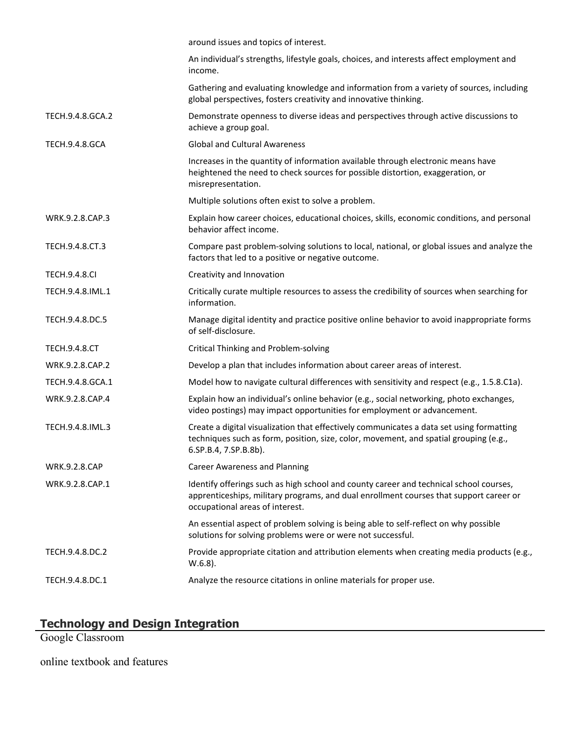| | |
|---|---|
| | around issues and topics of interest. |
| | An individual's strengths, lifestyle goals, choices, and interests affect employment and income. |
| | Gathering and evaluating knowledge and information from a variety of sources, including global perspectives, fosters creativity and innovative thinking. |
| TECH.9.4.8.GCA.2 | Demonstrate openness to diverse ideas and perspectives through active discussions to achieve a group goal. |
| TECH.9.4.8.GCA | Global and Cultural Awareness |
| | Increases in the quantity of information available through electronic means have heightened the need to check sources for possible distortion, exaggeration, or misrepresentation. |
| | Multiple solutions often exist to solve a problem. |
| WRK.9.2.8.CAP.3 | Explain how career choices, educational choices, skills, economic conditions, and personal behavior affect income. |
| TECH.9.4.8.CT.3 | Compare past problem-solving solutions to local, national, or global issues and analyze the factors that led to a positive or negative outcome. |
| TECH.9.4.8.CI | Creativity and Innovation |
| TECH.9.4.8.IML.1 | Critically curate multiple resources to assess the credibility of sources when searching for information. |
| TECH.9.4.8.DC.5 | Manage digital identity and practice positive online behavior to avoid inappropriate forms of self-disclosure. |
| TECH.9.4.8.CT | Critical Thinking and Problem-solving |
| WRK.9.2.8.CAP.2 | Develop a plan that includes information about career areas of interest. |
| TECH.9.4.8.GCA.1 | Model how to navigate cultural differences with sensitivity and respect (e.g., 1.5.8.C1a). |
| WRK.9.2.8.CAP.4 | Explain how an individual's online behavior (e.g., social networking, photo exchanges, video postings) may impact opportunities for employment or advancement. |
| TECH.9.4.8.IML.3 | Create a digital visualization that effectively communicates a data set using formatting techniques such as form, position, size, color, movement, and spatial grouping (e.g., 6.SP.B.4, 7.SP.B.8b). |
| WRK.9.2.8.CAP | Career Awareness and Planning |
| WRK.9.2.8.CAP.1 | Identify offerings such as high school and county career and technical school courses, apprenticeships, military programs, and dual enrollment courses that support career or occupational areas of interest. |
| | An essential aspect of problem solving is being able to self-reflect on why possible solutions for solving problems were or were not successful. |
| TECH.9.4.8.DC.2 | Provide appropriate citation and attribution elements when creating media products (e.g., W.6.8). |
| TECH.9.4.8.DC.1 | Analyze the resource citations in online materials for proper use. |

## Technology and Design Integration

Google Classroom

online textbook and features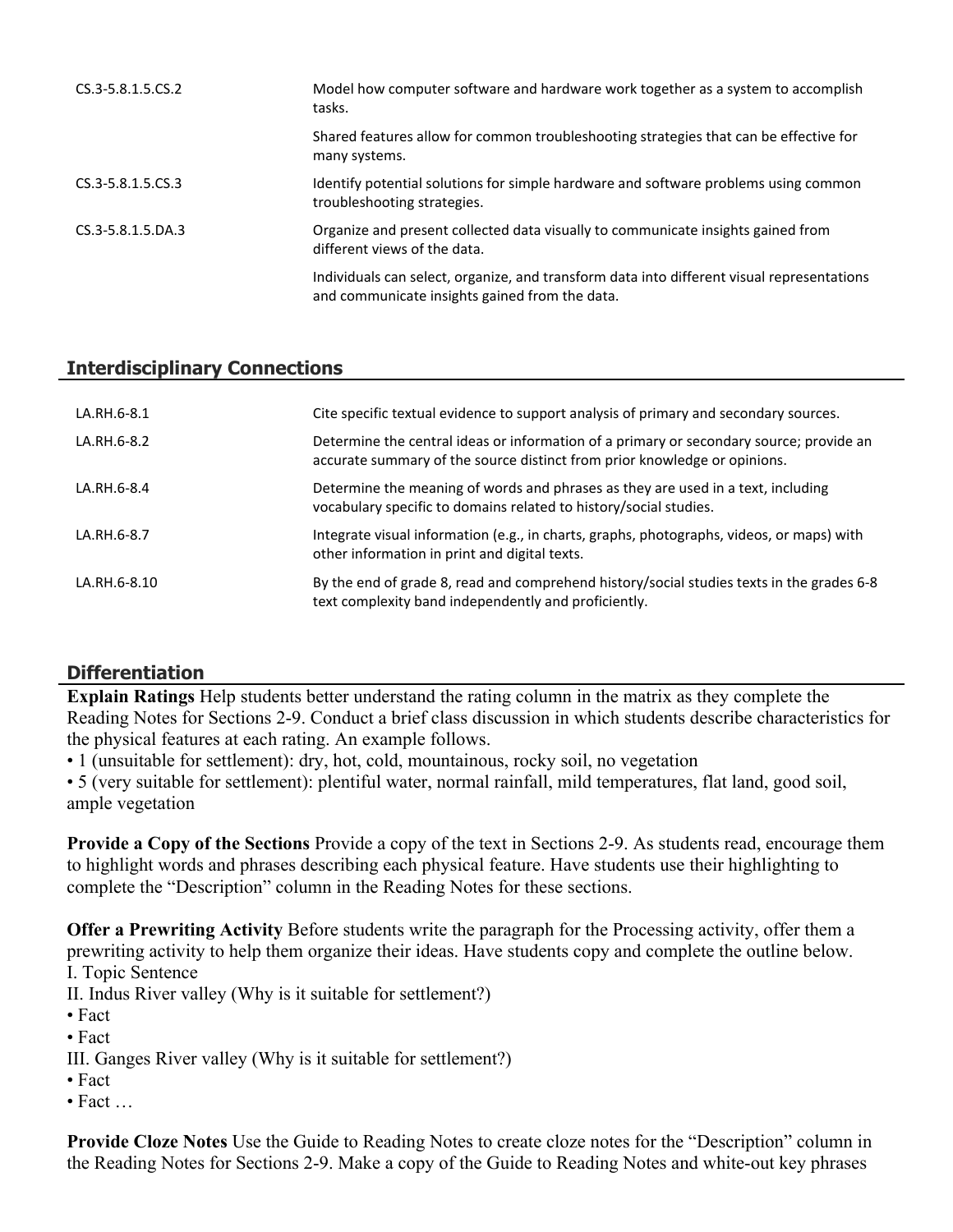| | |
|---|---|
| CS.3-5.8.1.5.CS.2 | Model how computer software and hardware work together as a system to accomplish tasks. |
| | Shared features allow for common troubleshooting strategies that can be effective for many systems. |
| CS.3-5.8.1.5.CS.3 | Identify potential solutions for simple hardware and software problems using common troubleshooting strategies. |
| CS.3-5.8.1.5.DA.3 | Organize and present collected data visually to communicate insights gained from different views of the data. |
| | Individuals can select, organize, and transform data into different visual representations and communicate insights gained from the data. |

## Interdisciplinary Connections

| | |
|---|---|
| LA.RH.6-8.1 | Cite specific textual evidence to support analysis of primary and secondary sources. |
| LA.RH.6-8.2 | Determine the central ideas or information of a primary or secondary source; provide an accurate summary of the source distinct from prior knowledge or opinions. |
| LA.RH.6-8.4 | Determine the meaning of words and phrases as they are used in a text, including vocabulary specific to domains related to history/social studies. |
| LA.RH.6-8.7 | Integrate visual information (e.g., in charts, graphs, photographs, videos, or maps) with other information in print and digital texts. |
| LA.RH.6-8.10 | By the end of grade 8, read and comprehend history/social studies texts in the grades 6-8 text complexity band independently and proficiently. |

## Differentiation

**Explain Ratings** Help students better understand the rating column in the matrix as they complete the Reading Notes for Sections 2-9. Conduct a brief class discussion in which students describe characteristics for the physical features at each rating. An example follows.
• 1 (unsuitable for settlement): dry, hot, cold, mountainous, rocky soil, no vegetation
• 5 (very suitable for settlement): plentiful water, normal rainfall, mild temperatures, flat land, good soil, ample vegetation

**Provide a Copy of the Sections** Provide a copy of the text in Sections 2-9. As students read, encourage them to highlight words and phrases describing each physical feature. Have students use their highlighting to complete the "Description" column in the Reading Notes for these sections.

**Offer a Prewriting Activity** Before students write the paragraph for the Processing activity, offer them a prewriting activity to help them organize their ideas. Have students copy and complete the outline below.
I. Topic Sentence
II. Indus River valley (Why is it suitable for settlement?)
• Fact
• Fact
III. Ganges River valley (Why is it suitable for settlement?)
• Fact
• Fact …

**Provide Cloze Notes** Use the Guide to Reading Notes to create cloze notes for the "Description" column in the Reading Notes for Sections 2-9. Make a copy of the Guide to Reading Notes and white-out key phrases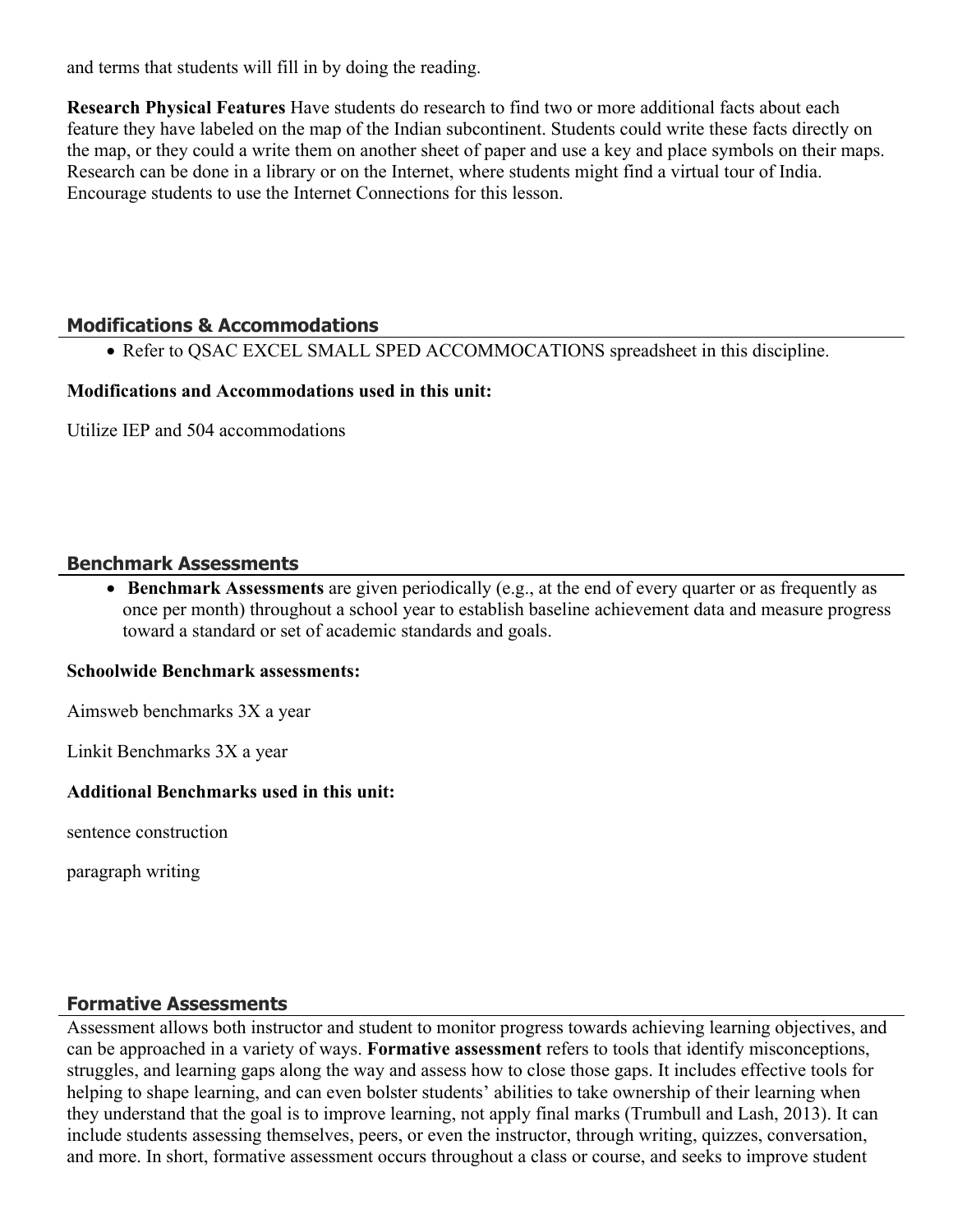and terms that students will fill in by doing the reading.

**Research Physical Features** Have students do research to find two or more additional facts about each feature they have labeled on the map of the Indian subcontinent. Students could write these facts directly on the map, or they could a write them on another sheet of paper and use a key and place symbols on their maps. Research can be done in a library or on the Internet, where students might find a virtual tour of India. Encourage students to use the Internet Connections for this lesson.

## Modifications & Accommodations

- Refer to QSAC EXCEL SMALL SPED ACCOMMOCATIONS spreadsheet in this discipline.

**Modifications and Accommodations used in this unit:**

Utilize IEP and 504 accommodations

## Benchmark Assessments

- **Benchmark Assessments** are given periodically (e.g., at the end of every quarter or as frequently as once per month) throughout a school year to establish baseline achievement data and measure progress toward a standard or set of academic standards and goals.

**Schoolwide Benchmark assessments:**

Aimsweb benchmarks 3X a year

Linkit Benchmarks 3X a year

**Additional Benchmarks used in this unit:**

sentence construction

paragraph writing

## Formative Assessments

Assessment allows both instructor and student to monitor progress towards achieving learning objectives, and can be approached in a variety of ways. **Formative assessment** refers to tools that identify misconceptions, struggles, and learning gaps along the way and assess how to close those gaps. It includes effective tools for helping to shape learning, and can even bolster students' abilities to take ownership of their learning when they understand that the goal is to improve learning, not apply final marks (Trumbull and Lash, 2013). It can include students assessing themselves, peers, or even the instructor, through writing, quizzes, conversation, and more. In short, formative assessment occurs throughout a class or course, and seeks to improve student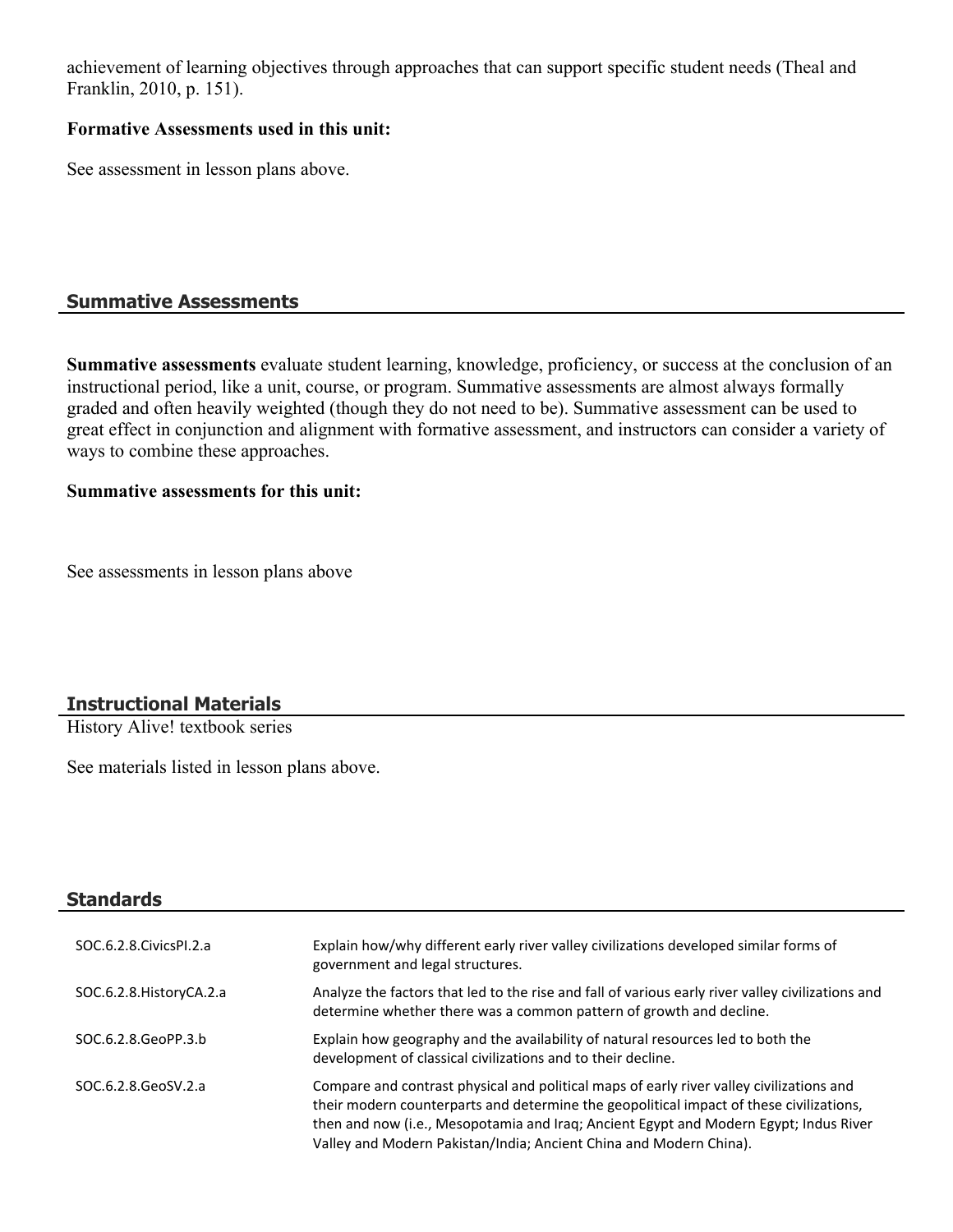achievement of learning objectives through approaches that can support specific student needs (Theal and Franklin, 2010, p. 151).

**Formative Assessments used in this unit:**

See assessment in lesson plans above.

## Summative Assessments

**Summative assessments** evaluate student learning, knowledge, proficiency, or success at the conclusion of an instructional period, like a unit, course, or program. Summative assessments are almost always formally graded and often heavily weighted (though they do not need to be). Summative assessment can be used to great effect in conjunction and alignment with formative assessment, and instructors can consider a variety of ways to combine these approaches.

**Summative assessments for this unit:**

See assessments in lesson plans above

## Instructional Materials

History Alive! textbook series

See materials listed in lesson plans above.

## Standards

| | |
|---|---|
| SOC.6.2.8.CivicsPI.2.a | Explain how/why different early river valley civilizations developed similar forms of government and legal structures. |
| SOC.6.2.8.HistoryCA.2.a | Analyze the factors that led to the rise and fall of various early river valley civilizations and determine whether there was a common pattern of growth and decline. |
| SOC.6.2.8.GeoPP.3.b | Explain how geography and the availability of natural resources led to both the development of classical civilizations and to their decline. |
| SOC.6.2.8.GeoSV.2.a | Compare and contrast physical and political maps of early river valley civilizations and their modern counterparts and determine the geopolitical impact of these civilizations, then and now (i.e., Mesopotamia and Iraq; Ancient Egypt and Modern Egypt; Indus River Valley and Modern Pakistan/India; Ancient China and Modern China). |